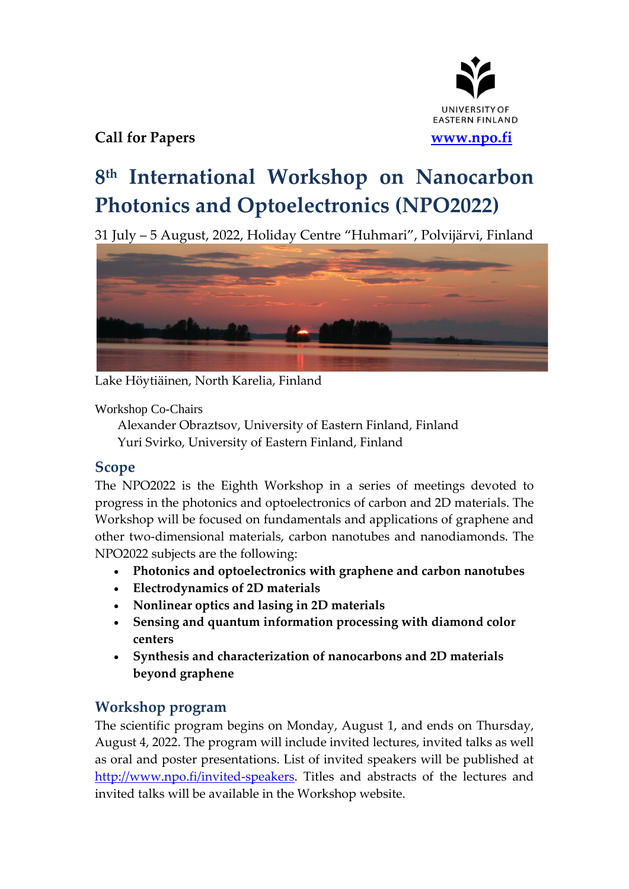UNIVERSITY OF EASTERN FINLAND

**Call for Papers** **www.npo.fi**

# 8th International Workshop on Nanocarbon Photonics and Optoelectronics (NPO2022)

31 July – 5 August, 2022, Holiday Centre "Huhmari", Polvijärvi, Finland

Lake Höytiäinen, North Karelia, Finland

Workshop Co-Chairs

Alexander Obraztsov, University of Eastern Finland, Finland
Yuri Svirko, University of Eastern Finland, Finland

## Scope

The NPO2022 is the Eighth Workshop in a series of meetings devoted to progress in the photonics and optoelectronics of carbon and 2D materials. The Workshop will be focused on fundamentals and applications of graphene and other two-dimensional materials, carbon nanotubes and nanodiamonds. The NPO2022 subjects are the following:

- **Photonics and optoelectronics with graphene and carbon nanotubes**
- **Electrodynamics of 2D materials**
- **Nonlinear optics and lasing in 2D materials**
- **Sensing and quantum information processing with diamond color centers**
- **Synthesis and characterization of nanocarbons and 2D materials beyond graphene**

## Workshop program

The scientific program begins on Monday, August 1, and ends on Thursday, August 4, 2022. The program will include invited lectures, invited talks as well as oral and poster presentations. List of invited speakers will be published at http://www.npo.fi/invited-speakers. Titles and abstracts of the lectures and invited talks will be available in the Workshop website.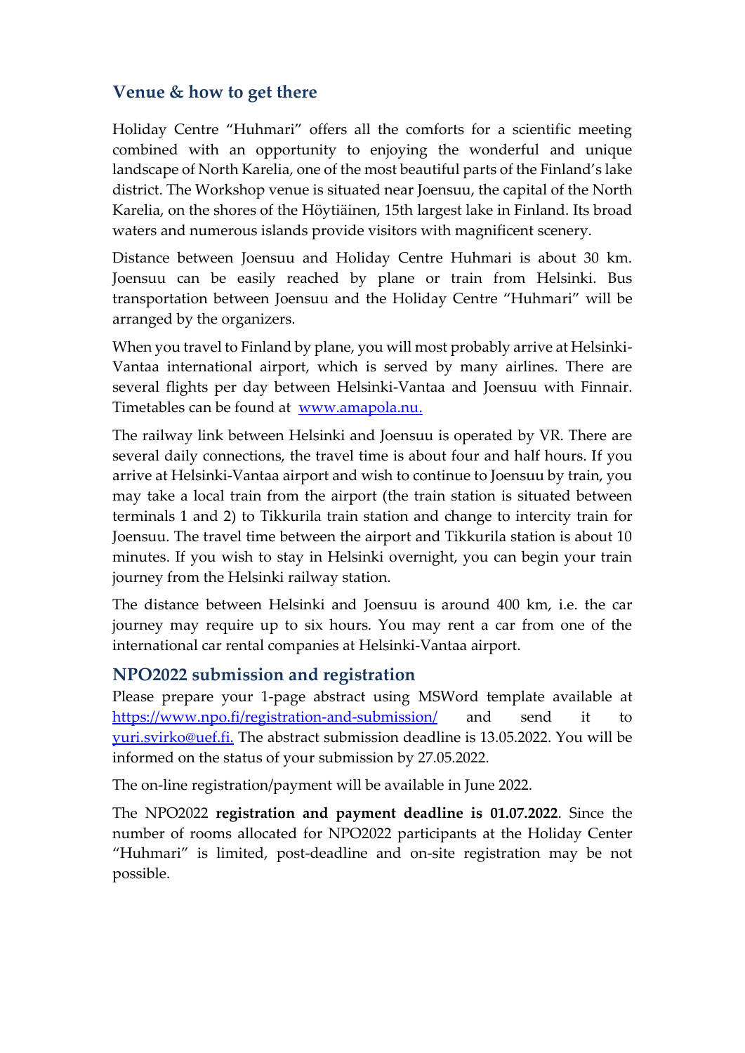## Venue & how to get there

Holiday Centre "Huhmari" offers all the comforts for a scientific meeting combined with an opportunity to enjoying the wonderful and unique landscape of North Karelia, one of the most beautiful parts of the Finland's lake district. The Workshop venue is situated near Joensuu, the capital of the North Karelia, on the shores of the Höytiäinen, 15th largest lake in Finland. Its broad waters and numerous islands provide visitors with magnificent scenery.

Distance between Joensuu and Holiday Centre Huhmari is about 30 km. Joensuu can be easily reached by plane or train from Helsinki. Bus transportation between Joensuu and the Holiday Centre "Huhmari" will be arranged by the organizers.

When you travel to Finland by plane, you will most probably arrive at Helsinki-Vantaa international airport, which is served by many airlines. There are several flights per day between Helsinki-Vantaa and Joensuu with Finnair. Timetables can be found at [www.amapola.nu.](www.amapola.nu.)

The railway link between Helsinki and Joensuu is operated by VR. There are several daily connections, the travel time is about four and half hours. If you arrive at Helsinki-Vantaa airport and wish to continue to Joensuu by train, you may take a local train from the airport (the train station is situated between terminals 1 and 2) to Tikkurila train station and change to intercity train for Joensuu. The travel time between the airport and Tikkurila station is about 10 minutes. If you wish to stay in Helsinki overnight, you can begin your train journey from the Helsinki railway station.

The distance between Helsinki and Joensuu is around 400 km, i.e. the car journey may require up to six hours. You may rent a car from one of the international car rental companies at Helsinki-Vantaa airport.

## NPO2022 submission and registration

Please prepare your 1-page abstract using MSWord template available at [https://www.npo.fi/registration-and-submission/](https://www.npo.fi/registration-and-submission/) and send it to [yuri.svirko@uef.fi.](mailto:yuri.svirko@uef.fi) The abstract submission deadline is 13.05.2022. You will be informed on the status of your submission by 27.05.2022.

The on-line registration/payment will be available in June 2022.

The NPO2022 **registration and payment deadline is 01.07.2022**. Since the number of rooms allocated for NPO2022 participants at the Holiday Center "Huhmari" is limited, post-deadline and on-site registration may be not possible.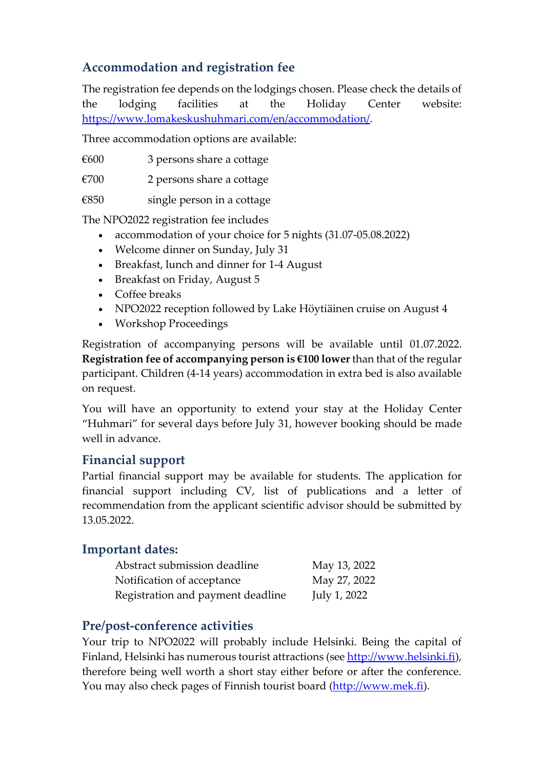## Accommodation and registration fee

The registration fee depends on the lodgings chosen. Please check the details of the lodging facilities at the Holiday Center website: https://www.lomakeskushuhmari.com/en/accommodation/.

Three accommodation options are available:

| | |
|---|---|
| €600 | 3 persons share a cottage |
| €700 | 2 persons share a cottage |
| €850 | single person in a cottage |

The NPO2022 registration fee includes

- accommodation of your choice for 5 nights (31.07-05.08.2022)
- Welcome dinner on Sunday, July 31
- Breakfast, lunch and dinner for 1-4 August
- Breakfast on Friday, August 5
- Coffee breaks
- NPO2022 reception followed by Lake Höytiäinen cruise on August 4
- Workshop Proceedings

Registration of accompanying persons will be available until 01.07.2022. **Registration fee of accompanying person is €100 lower** than that of the regular participant. Children (4-14 years) accommodation in extra bed is also available on request.

You will have an opportunity to extend your stay at the Holiday Center "Huhmari" for several days before July 31, however booking should be made well in advance.

## Financial support

Partial financial support may be available for students. The application for financial support including CV, list of publications and a letter of recommendation from the applicant scientific advisor should be submitted by 13.05.2022.

## Important dates:

| | |
|---|---|
| Abstract submission deadline | May 13, 2022 |
| Notification of acceptance | May 27, 2022 |
| Registration and payment deadline | July 1, 2022 |

## Pre/post-conference activities

Your trip to NPO2022 will probably include Helsinki. Being the capital of Finland, Helsinki has numerous tourist attractions (see http://www.helsinki.fi), therefore being well worth a short stay either before or after the conference. You may also check pages of Finnish tourist board (http://www.mek.fi).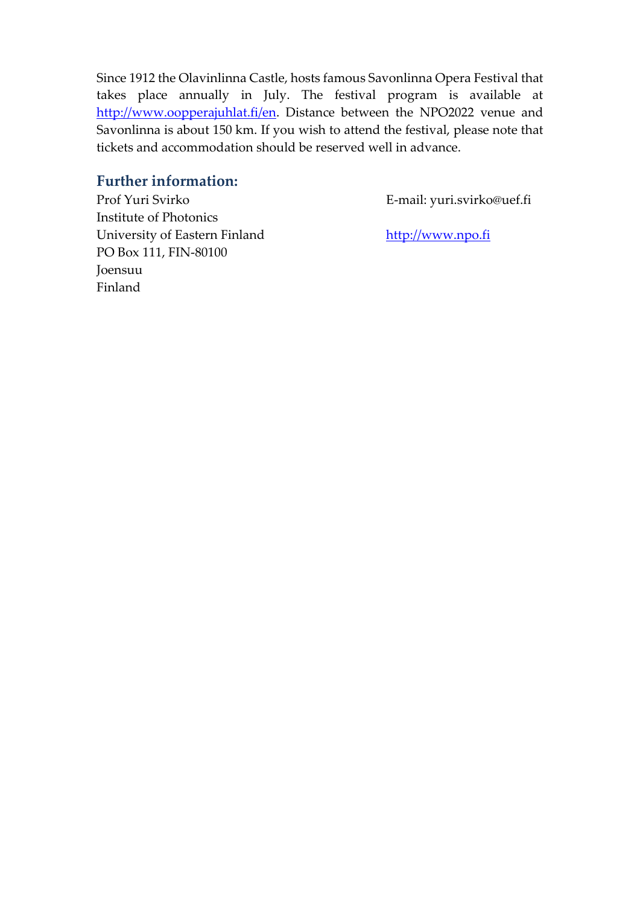Since 1912 the Olavinlinna Castle, hosts famous Savonlinna Opera Festival that takes place annually in July. The festival program is available at http://www.oopperajuhlat.fi/en. Distance between the NPO2022 venue and Savonlinna is about 150 km. If you wish to attend the festival, please note that tickets and accommodation should be reserved well in advance.

## Further information:

Prof Yuri Svirko
Institute of Photonics
University of Eastern Finland
PO Box 111, FIN-80100
Joensuu
Finland

E-mail: yuri.svirko@uef.fi

http://www.npo.fi